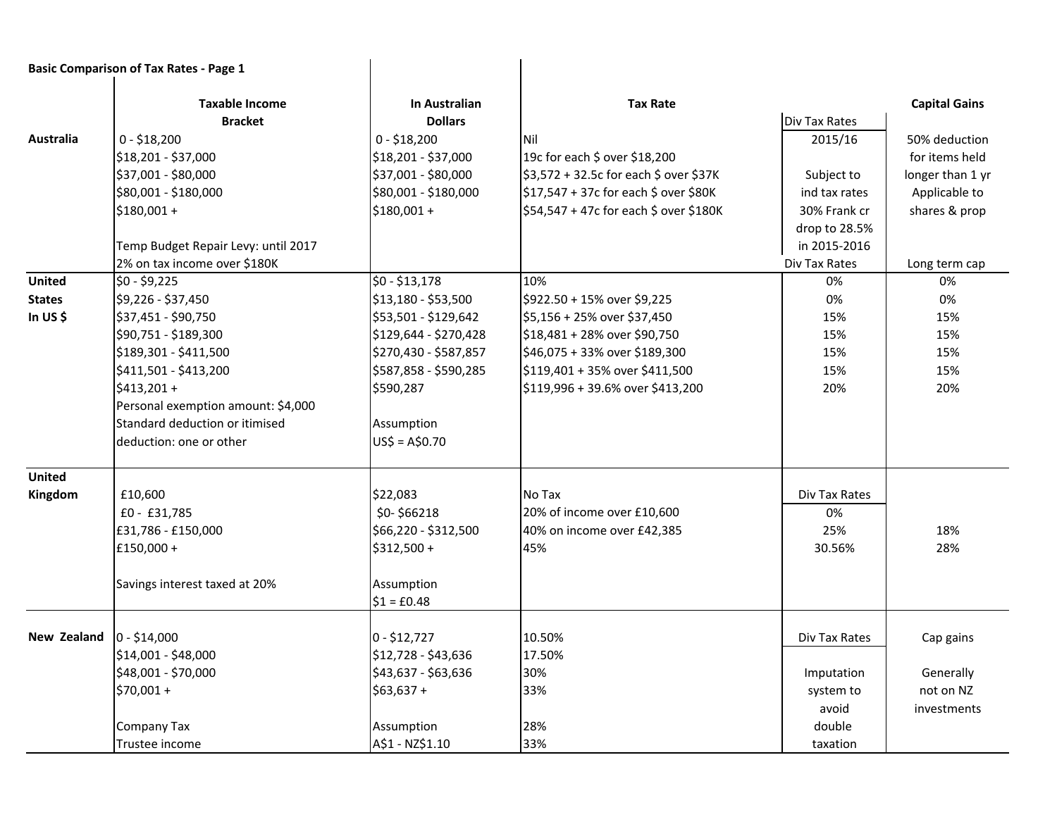**Basic Comparison of Tax Rates - Page 1**

| | Taxable Income Bracket | In Australian Dollars | Tax Rate | Div Tax Rates | Capital Gains |
|---|---|---|---|---|---|
| **Australia** | 0 - $18,200 | 0 - $18,200 | Nil | 2015/16 | 50% deduction |
| | $18,201 - $37,000 | $18,201 - $37,000 | 19c for each $ over $18,200 | | for items held |
| | $37,001 - $80,000 | $37,001 - $80,000 | $3,572 + 32.5c for each $ over $37K | Subject to | longer than 1 yr |
| | $80,001 - $180,000 | $80,001 - $180,000 | $17,547 + 37c for each $ over $80K | ind tax rates | Applicable to |
| | $180,001 + | $180,001 + | $54,547 + 47c for each $ over $180K | 30% Frank cr | shares & prop |
| | | | | drop to 28.5% | |
| | Temp Budget Repair Levy: until 2017 | | | in 2015-2016 | |
| | 2% on tax income over $180K | | | Div Tax Rates | Long term cap |
| **United States In US $** | $0 - $9,225 | $0 - $13,178 | 10% | 0% | 0% |
| | $9,226 - $37,450 | $13,180 - $53,500 | $922.50 + 15% over $9,225 | 0% | 0% |
| | $37,451 - $90,750 | $53,501 - $129,642 | $5,156 + 25% over $37,450 | 15% | 15% |
| | $90,751 - $189,300 | $129,644 - $270,428 | $18,481 + 28% over $90,750 | 15% | 15% |
| | $189,301 - $411,500 | $270,430 - $587,857 | $46,075 + 33% over $189,300 | 15% | 15% |
| | $411,501 - $413,200 | $587,858 - $590,285 | $119,401 + 35% over $411,500 | 15% | 15% |
| | $413,201 + | $590,287 | $119,996 + 39.6% over $413,200 | 20% | 20% |
| | Personal exemption amount: $4,000 | | | | |
| | Standard deduction or itimised | Assumption | | | |
| | deduction: one or other | US$ = A$0.70 | | | |
| **United Kingdom** | | | | | |
| | £10,600 | $22,083 | No Tax | Div Tax Rates | |
| | £0 - £31,785 | $0- $66218 | 20% of income over £10,600 | 0% | |
| | £31,786 - £150,000 | $66,220 - $312,500 | 40% on income over £42,385 | 25% | 18% |
| | £150,000 + | $312,500 + | 45% | 30.56% | 28% |
| | Savings interest taxed at 20% | Assumption | | | |
| | | $1 = £0.48 | | | |
| **New Zealand** | 0 - $14,000 | 0 - $12,727 | 10.50% | Div Tax Rates | Cap gains |
| | $14,001 - $48,000 | $12,728 - $43,636 | 17.50% | | |
| | $48,001 - $70,000 | $43,637 - $63,636 | 30% | Imputation | Generally |
| | $70,001 + | $63,637 + | 33% | system to | not on NZ |
| | | | | avoid | investments |
| | Company Tax | Assumption | 28% | double | |
| | Trustee income | A$1 - NZ$1.10 | 33% | taxation | |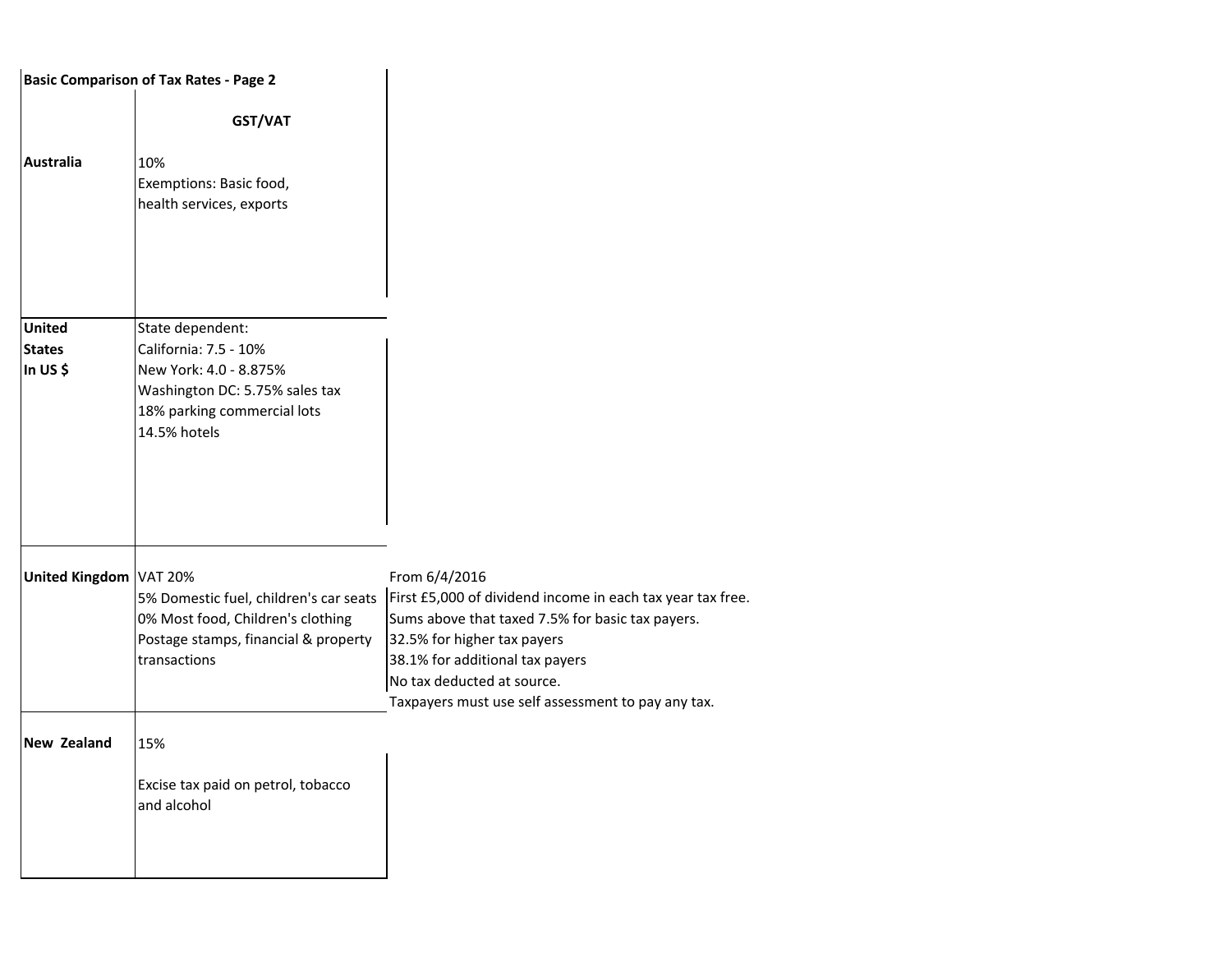**Basic Comparison of Tax Rates - Page 2**

| | GST/VAT | |
|---|---|---|
| **Australia** | 10%<br>Exemptions: Basic food,<br>health services, exports | |
| **United States In US $** | State dependent:<br>California: 7.5 - 10%<br>New York: 4.0 - 8.875%<br>Washington DC: 5.75% sales tax<br>18% parking commercial lots<br>14.5% hotels | |
| **United Kingdom** | VAT 20%<br>5% Domestic fuel, children's car seats<br>0% Most food, Children's clothing<br>Postage stamps, financial & property transactions | From 6/4/2016<br>First £5,000 of dividend income in each tax year tax free.<br>Sums above that taxed 7.5% for basic tax payers.<br>32.5% for higher tax payers<br>38.1% for additional tax payers<br>No tax deducted at source.<br>Taxpayers must use self assessment to pay any tax. |
| **New Zealand** | 15%<br><br>Excise tax paid on petrol, tobacco and alcohol | |